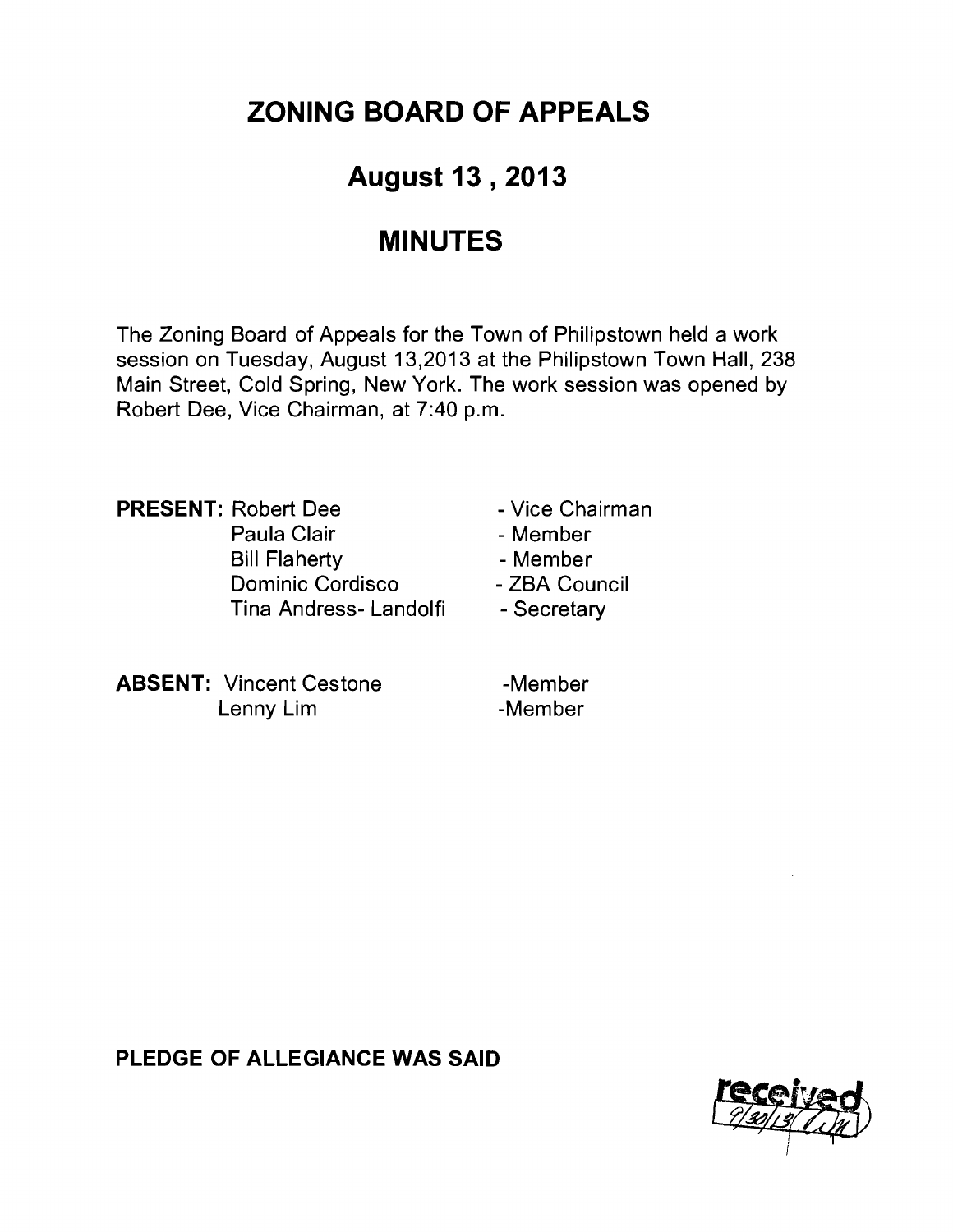# ZONING BOARD OF APPEALS

## August 13 , 2013

## MINUTES

The Zoning Board of Appeals for the Town of Philipstown held a work session on Tuesday, August 13,2013 at the Philipstown Town Hall, 238 Main Street, Cold Spring, New York. The work session was opened by Robert Dee, Vice Chairman, at 7:40 p.m.

**PRESENT:** Robert Dee - Vice Chairman
Paula Clair - Member
Bill Flaherty - Member
Dominic Cordisco - ZBA Council
Tina Andress- Landolfi - Secretary

**ABSENT:** Vincent Cestone -Member
Lenny Lim -Member

**PLEDGE OF ALLEGIANCE WAS SAID**

received 9/30/13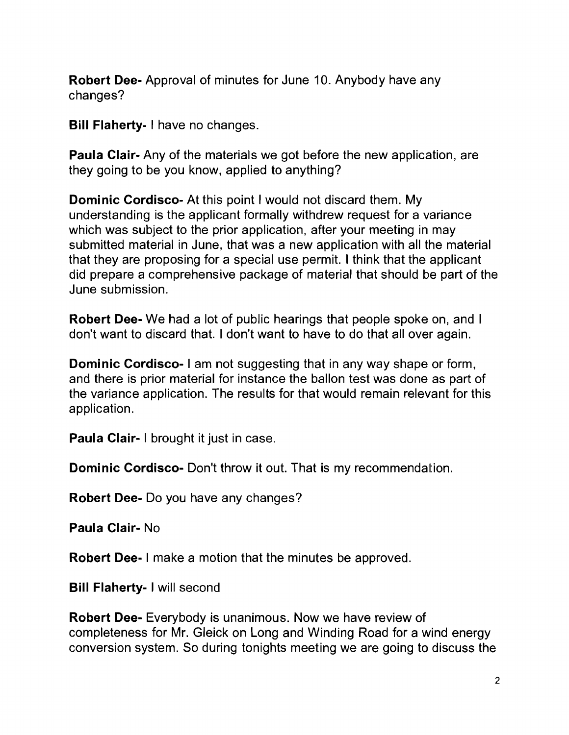**Robert Dee-** Approval of minutes for June 10. Anybody have any changes?

**Bill Flaherty-** I have no changes.

**Paula Clair-** Any of the materials we got before the new application, are they going to be you know, applied to anything?

**Dominic Cordisco-** At this point I would not discard them. My understanding is the applicant formally withdrew request for a variance which was subject to the prior application, after your meeting in may submitted material in June, that was a new application with all the material that they are proposing for a special use permit. I think that the applicant did prepare a comprehensive package of material that should be part of the June submission.

**Robert Dee-** We had a lot of public hearings that people spoke on, and I don't want to discard that. I don't want to have to do that all over again.

**Dominic Cordisco-** I am not suggesting that in any way shape or form, and there is prior material for instance the ballon test was done as part of the variance application. The results for that would remain relevant for this application.

**Paula Clair-** I brought it just in case.

**Dominic Cordisco-** Don't throw it out. That is my recommendation.

**Robert Dee-** Do you have any changes?

**Paula Clair-** No

**Robert Dee-** I make a motion that the minutes be approved.

**Bill Flaherty-** I will second

**Robert Dee-** Everybody is unanimous. Now we have review of completeness for Mr. Gleick on Long and Winding Road for a wind energy conversion system. So during tonights meeting we are going to discuss the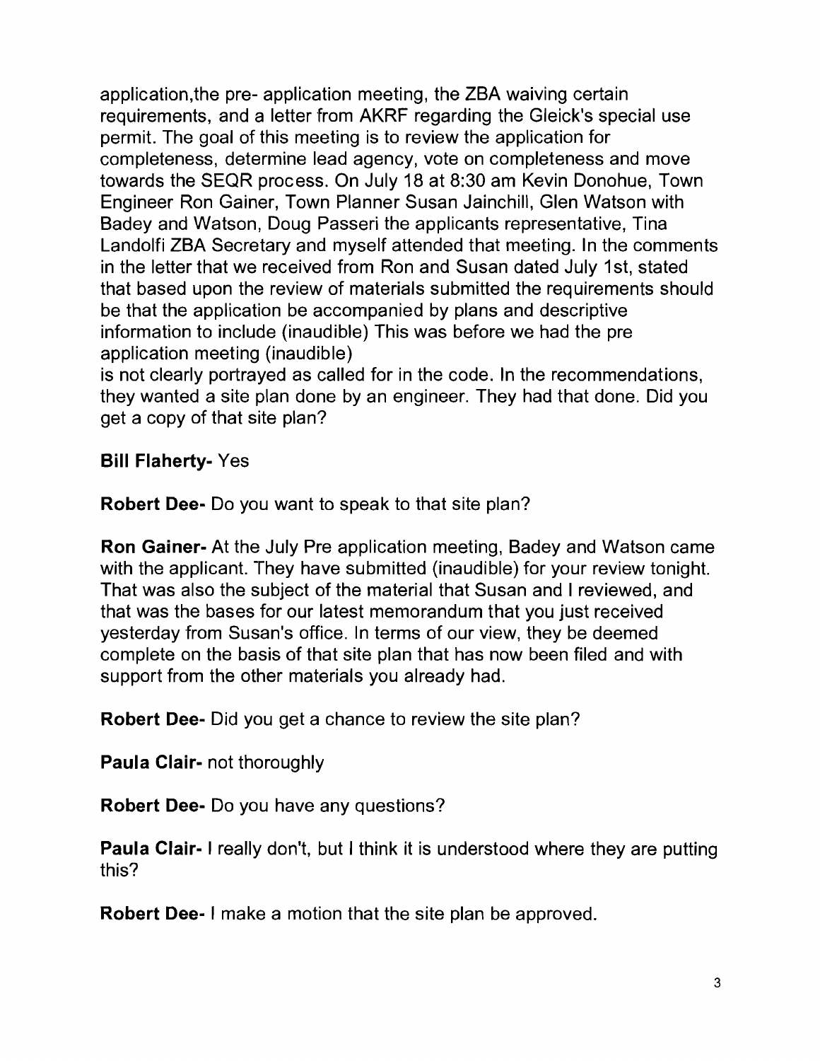application,the pre- application meeting, the ZBA waiving certain requirements, and a letter from AKRF regarding the Gleick's special use permit. The goal of this meeting is to review the application for completeness, determine lead agency, vote on completeness and move towards the SEQR process. On July 18 at 8:30 am Kevin Donohue, Town Engineer Ron Gainer, Town Planner Susan Jainchill, Glen Watson with Badey and Watson, Doug Passeri the applicants representative, Tina Landolfi ZBA Secretary and myself attended that meeting. In the comments in the letter that we received from Ron and Susan dated July 1st, stated that based upon the review of materials submitted the requirements should be that the application be accompanied by plans and descriptive information to include (inaudible) This was before we had the pre application meeting (inaudible)
is not clearly portrayed as called for in the code. In the recommendations, they wanted a site plan done by an engineer. They had that done. Did you get a copy of that site plan?

**Bill Flaherty-** Yes

**Robert Dee-** Do you want to speak to that site plan?

**Ron Gainer-** At the July Pre application meeting, Badey and Watson came with the applicant. They have submitted (inaudible) for your review tonight. That was also the subject of the material that Susan and I reviewed, and that was the bases for our latest memorandum that you just received yesterday from Susan's office. In terms of our view, they be deemed complete on the basis of that site plan that has now been filed and with support from the other materials you already had.

**Robert Dee-** Did you get a chance to review the site plan?

**Paula Clair-** not thoroughly

**Robert Dee-** Do you have any questions?

**Paula Clair-** I really don't, but I think it is understood where they are putting this?

**Robert Dee-** I make a motion that the site plan be approved.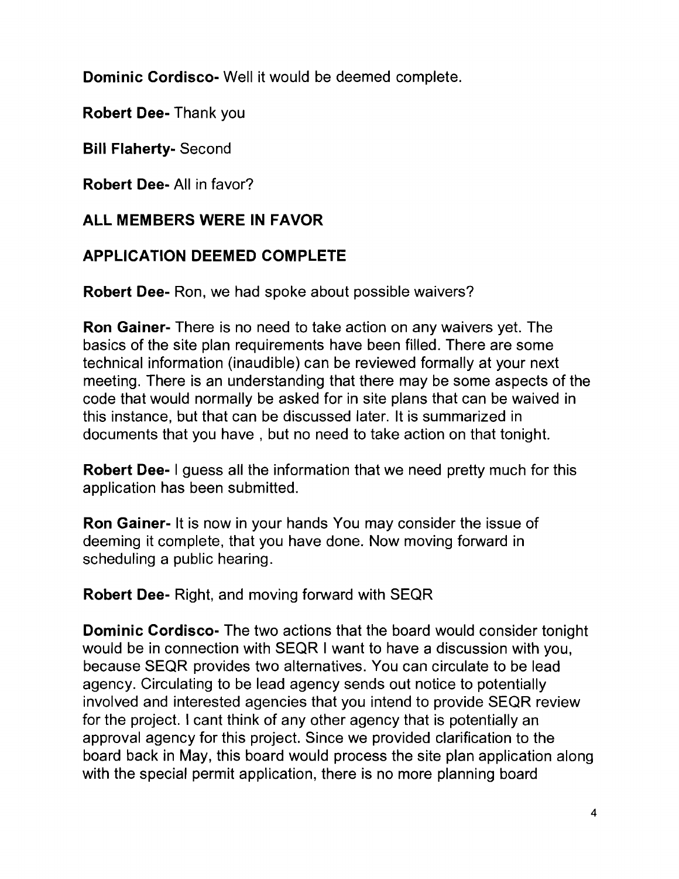**Dominic Cordisco-** Well it would be deemed complete.

**Robert Dee-** Thank you

**Bill Flaherty-** Second

**Robert Dee-** All in favor?

**ALL MEMBERS WERE IN FAVOR**

**APPLICATION DEEMED COMPLETE**

**Robert Dee-** Ron, we had spoke about possible waivers?

**Ron Gainer-** There is no need to take action on any waivers yet. The basics of the site plan requirements have been filled. There are some technical information (inaudible) can be reviewed formally at your next meeting. There is an understanding that there may be some aspects of the code that would normally be asked for in site plans that can be waived in this instance, but that can be discussed later. It is summarized in documents that you have , but no need to take action on that tonight.

**Robert Dee-** I guess all the information that we need pretty much for this application has been submitted.

**Ron Gainer-** It is now in your hands You may consider the issue of deeming it complete, that you have done. Now moving forward in scheduling a public hearing.

**Robert Dee-** Right, and moving forward with SEQR

**Dominic Cordisco-** The two actions that the board would consider tonight would be in connection with SEQR I want to have a discussion with you, because SEQR provides two alternatives. You can circulate to be lead agency. Circulating to be lead agency sends out notice to potentially involved and interested agencies that you intend to provide SEQR review for the project. I cant think of any other agency that is potentially an approval agency for this project. Since we provided clarification to the board back in May, this board would process the site plan application along with the special permit application, there is no more planning board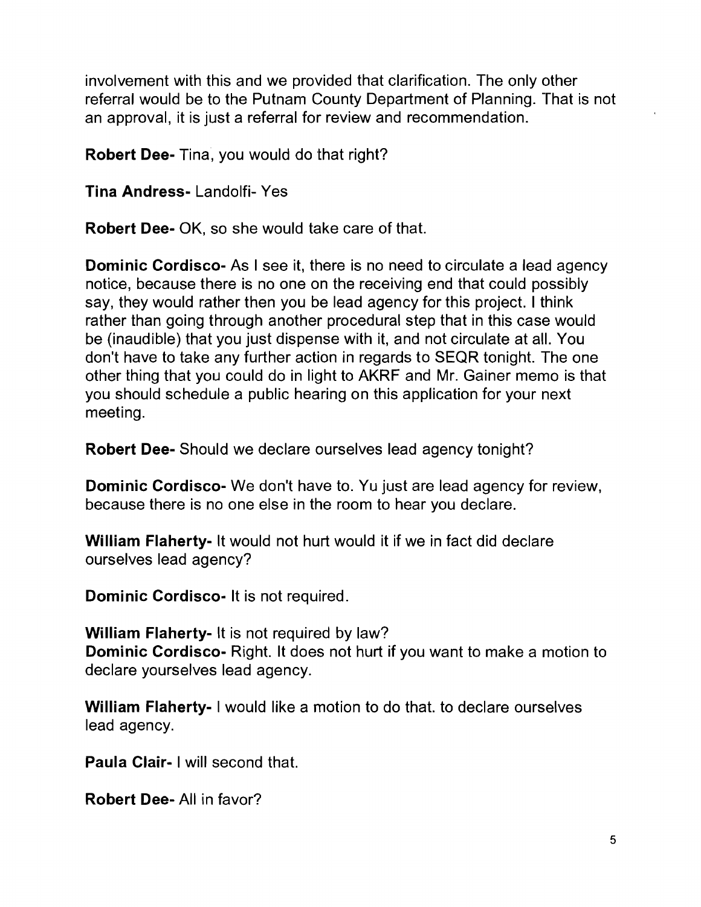involvement with this and we provided that clarification. The only other referral would be to the Putnam County Department of Planning. That is not an approval, it is just a referral for review and recommendation.

**Robert Dee-** Tina, you would do that right?

**Tina Andress-** Landolfi- Yes

**Robert Dee-** OK, so she would take care of that.

**Dominic Cordisco-** As I see it, there is no need to circulate a lead agency notice, because there is no one on the receiving end that could possibly say, they would rather then you be lead agency for this project. I think rather than going through another procedural step that in this case would be (inaudible) that you just dispense with it, and not circulate at all. You don't have to take any further action in regards to SEQR tonight. The one other thing that you could do in light to AKRF and Mr. Gainer memo is that you should schedule a public hearing on this application for your next meeting.

**Robert Dee-** Should we declare ourselves lead agency tonight?

**Dominic Cordisco-** We don't have to. Yu just are lead agency for review, because there is no one else in the room to hear you declare.

**William Flaherty-** It would not hurt would it if we in fact did declare ourselves lead agency?

**Dominic Cordisco-** It is not required.

**William Flaherty-** It is not required by law?
**Dominic Cordisco-** Right. It does not hurt if you want to make a motion to declare yourselves lead agency.

**William Flaherty-** I would like a motion to do that. to declare ourselves lead agency.

**Paula Clair-** I will second that.

**Robert Dee-** All in favor?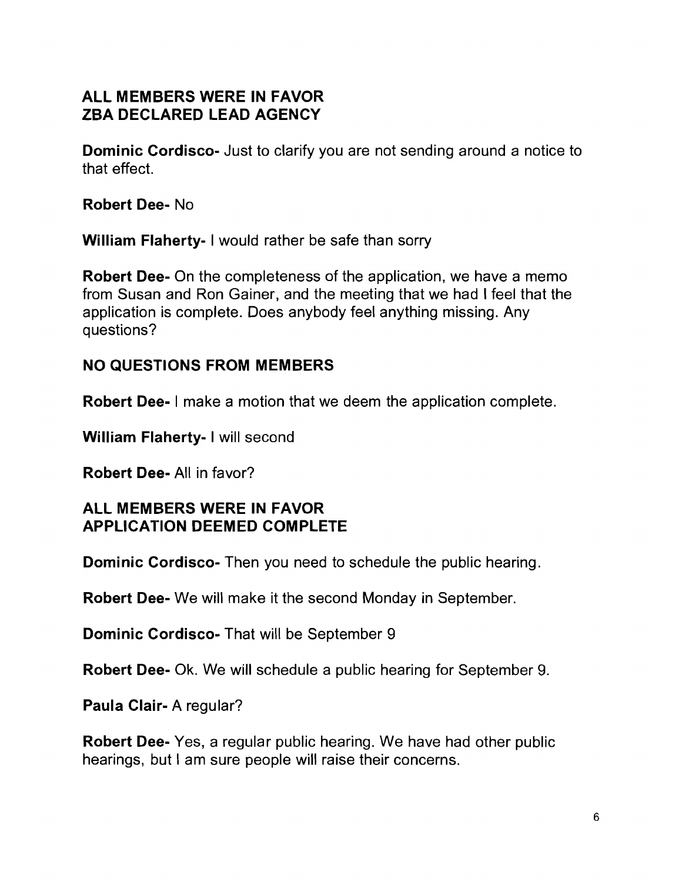**ALL MEMBERS WERE IN FAVOR**
**ZBA DECLARED LEAD AGENCY**

**Dominic Cordisco-** Just to clarify you are not sending around a notice to that effect.

**Robert Dee-** No

**William Flaherty-** I would rather be safe than sorry

**Robert Dee-** On the completeness of the application, we have a memo from Susan and Ron Gainer, and the meeting that we had I feel that the application is complete. Does anybody feel anything missing. Any questions?

**NO QUESTIONS FROM MEMBERS**

**Robert Dee-** I make a motion that we deem the application complete.

**William Flaherty-** I will second

**Robert Dee-** All in favor?

**ALL MEMBERS WERE IN FAVOR**
**APPLICATION DEEMED COMPLETE**

**Dominic Cordisco-** Then you need to schedule the public hearing.

**Robert Dee-** We will make it the second Monday in September.

**Dominic Cordisco-** That will be September 9

**Robert Dee-** Ok. We will schedule a public hearing for September 9.

**Paula Clair-** A regular?

**Robert Dee-** Yes, a regular public hearing. We have had other public hearings, but I am sure people will raise their concerns.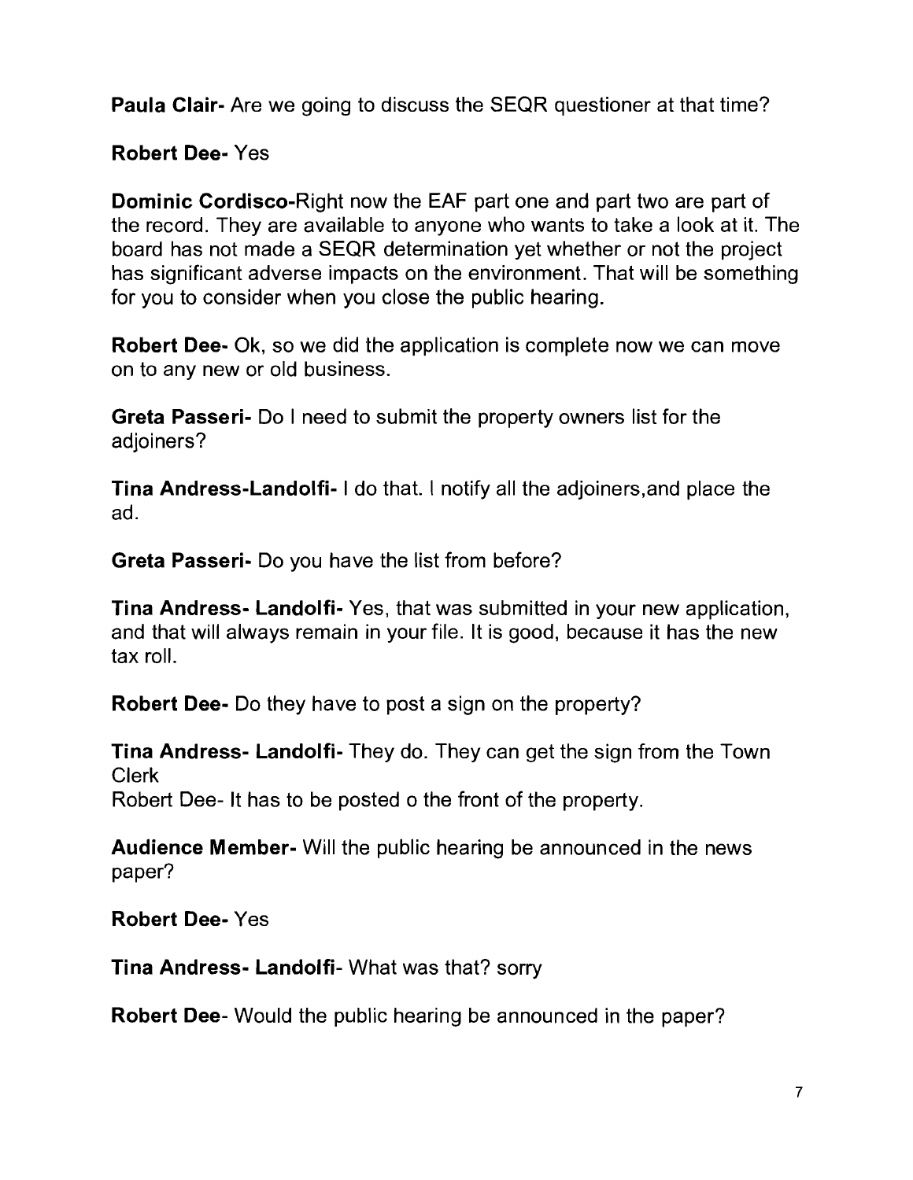**Paula Clair-** Are we going to discuss the SEQR questioner at that time?

**Robert Dee-** Yes

**Dominic Cordisco-**Right now the EAF part one and part two are part of the record. They are available to anyone who wants to take a look at it. The board has not made a SEQR determination yet whether or not the project has significant adverse impacts on the environment. That will be something for you to consider when you close the public hearing.

**Robert Dee-** Ok, so we did the application is complete now we can move on to any new or old business.

**Greta Passeri-** Do I need to submit the property owners list for the adjoiners?

**Tina Andress-Landolfi-** I do that. I notify all the adjoiners,and place the ad.

**Greta Passeri-** Do you have the list from before?

**Tina Andress- Landolfi-** Yes, that was submitted in your new application, and that will always remain in your file. It is good, because it has the new tax roll.

**Robert Dee-** Do they have to post a sign on the property?

**Tina Andress- Landolfi-** They do. They can get the sign from the Town Clerk
Robert Dee- It has to be posted o the front of the property.

**Audience Member-** Will the public hearing be announced in the news paper?

**Robert Dee-** Yes

**Tina Andress- Landolfi**- What was that? sorry

**Robert Dee**- Would the public hearing be announced in the paper?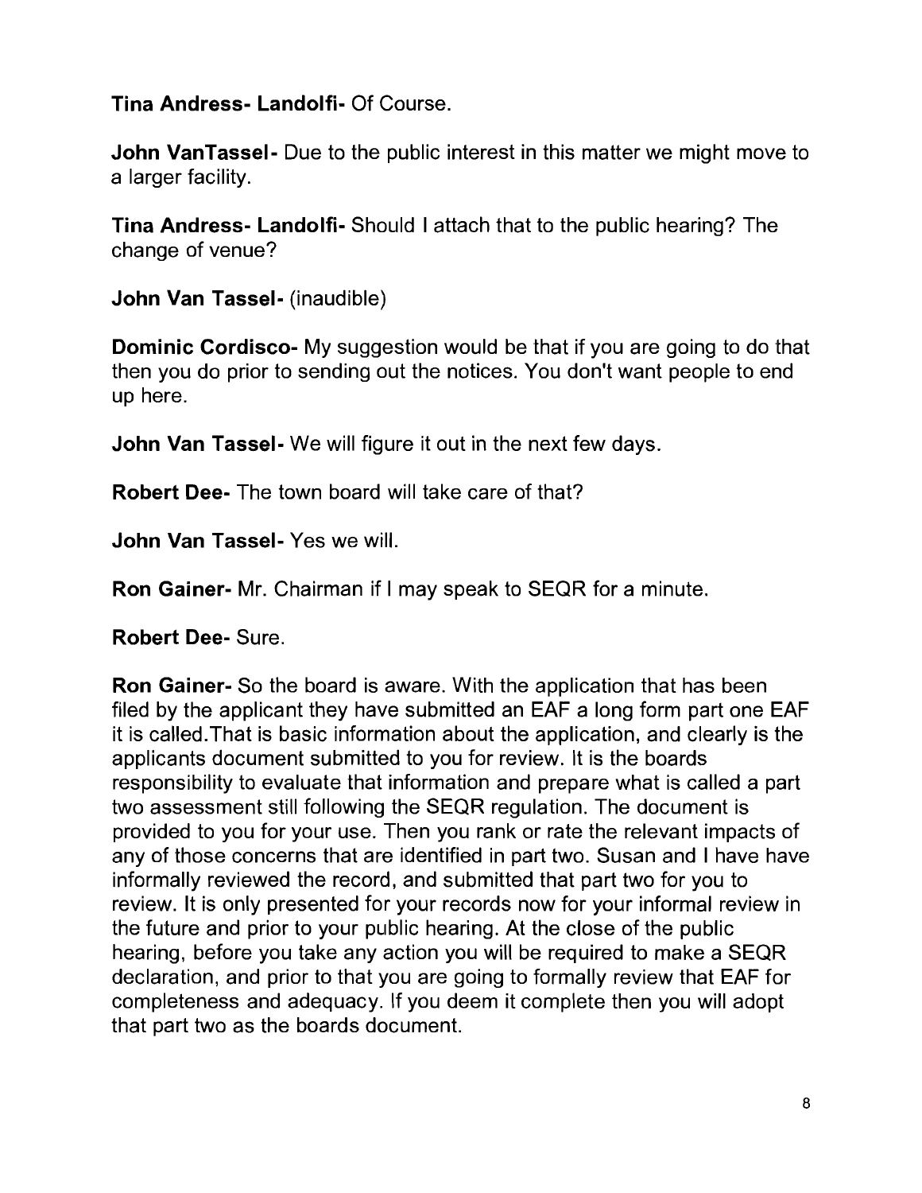**Tina Andress- Landolfi-** Of Course.

**John VanTassel-** Due to the public interest in this matter we might move to a larger facility.

**Tina Andress- Landolfi-** Should I attach that to the public hearing? The change of venue?

**John Van Tassel-** (inaudible)

**Dominic Cordisco-** My suggestion would be that if you are going to do that then you do prior to sending out the notices. You don't want people to end up here.

**John Van Tassel-** We will figure it out in the next few days.

**Robert Dee-** The town board will take care of that?

**John Van Tassel-** Yes we will.

**Ron Gainer-** Mr. Chairman if I may speak to SEQR for a minute.

**Robert Dee-** Sure.

**Ron Gainer-** So the board is aware. With the application that has been filed by the applicant they have submitted an EAF a long form part one EAF it is called.That is basic information about the application, and clearly is the applicants document submitted to you for review. It is the boards responsibility to evaluate that information and prepare what is called a part two assessment still following the SEQR regulation. The document is provided to you for your use. Then you rank or rate the relevant impacts of any of those concerns that are identified in part two. Susan and I have have informally reviewed the record, and submitted that part two for you to review. It is only presented for your records now for your informal review in the future and prior to your public hearing. At the close of the public hearing, before you take any action you will be required to make a SEQR declaration, and prior to that you are going to formally review that EAF for completeness and adequacy. If you deem it complete then you will adopt that part two as the boards document.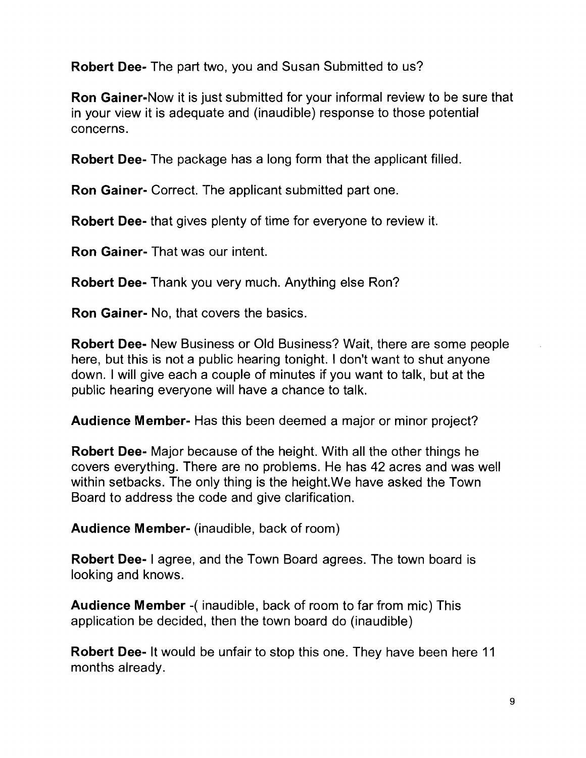**Robert Dee-** The part two, you and Susan Submitted to us?

**Ron Gainer-**Now it is just submitted for your informal review to be sure that in your view it is adequate and (inaudible) response to those potential concerns.

**Robert Dee-** The package has a long form that the applicant filled.

**Ron Gainer-** Correct. The applicant submitted part one.

**Robert Dee-** that gives plenty of time for everyone to review it.

**Ron Gainer-** That was our intent.

**Robert Dee-** Thank you very much. Anything else Ron?

**Ron Gainer-** No, that covers the basics.

**Robert Dee-** New Business or Old Business? Wait, there are some people here, but this is not a public hearing tonight. I don't want to shut anyone down. I will give each a couple of minutes if you want to talk, but at the public hearing everyone will have a chance to talk.

**Audience Member-** Has this been deemed a major or minor project?

**Robert Dee-** Major because of the height. With all the other things he covers everything. There are no problems. He has 42 acres and was well within setbacks. The only thing is the height.We have asked the Town Board to address the code and give clarification.

**Audience Member-** (inaudible, back of room)

**Robert Dee-** I agree, and the Town Board agrees. The town board is looking and knows.

**Audience Member** -( inaudible, back of room to far from mic) This application be decided, then the town board do (inaudible)

**Robert Dee-** It would be unfair to stop this one. They have been here 11 months already.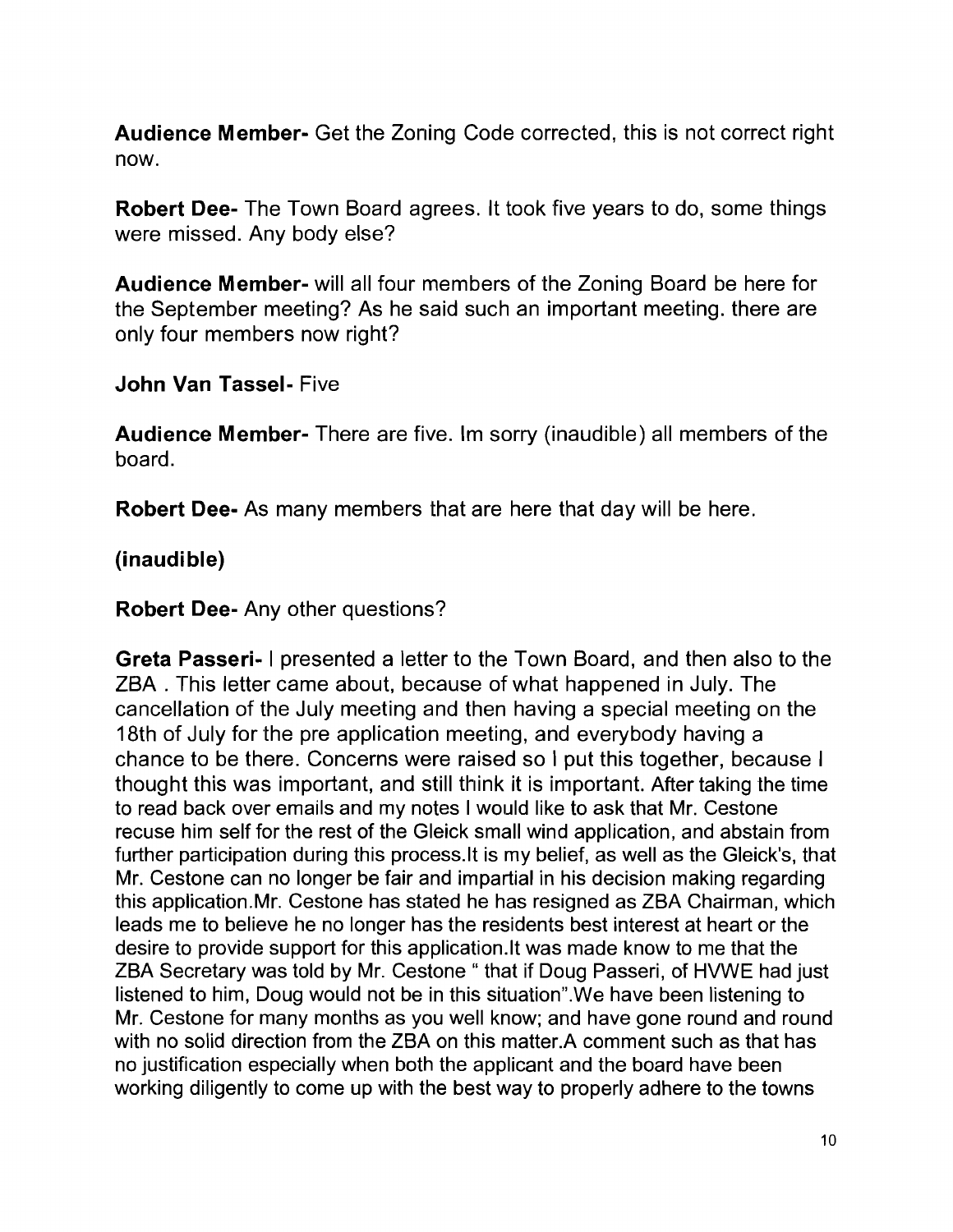**Audience Member-** Get the Zoning Code corrected, this is not correct right now.

**Robert Dee-** The Town Board agrees. It took five years to do, some things were missed. Any body else?

**Audience Member-** will all four members of the Zoning Board be here for the September meeting? As he said such an important meeting. there are only four members now right?

**John Van Tassel-** Five

**Audience Member-** There are five. Im sorry (inaudible) all members of the board.

**Robert Dee-** As many members that are here that day will be here.

**(inaudible)**

**Robert Dee-** Any other questions?

**Greta Passeri-** I presented a letter to the Town Board, and then also to the ZBA . This letter came about, because of what happened in July. The cancellation of the July meeting and then having a special meeting on the 18th of July for the pre application meeting, and everybody having a chance to be there. Concerns were raised so I put this together, because I thought this was important, and still think it is important. After taking the time to read back over emails and my notes I would like to ask that Mr. Cestone recuse him self for the rest of the Gleick small wind application, and abstain from further participation during this process.It is my belief, as well as the Gleick's, that Mr. Cestone can no longer be fair and impartial in his decision making regarding this application.Mr. Cestone has stated he has resigned as ZBA Chairman, which leads me to believe he no longer has the residents best interest at heart or the desire to provide support for this application.It was made know to me that the ZBA Secretary was told by Mr. Cestone " that if Doug Passeri, of HVWE had just listened to him, Doug would not be in this situation".We have been listening to Mr. Cestone for many months as you well know; and have gone round and round with no solid direction from the ZBA on this matter.A comment such as that has no justification especially when both the applicant and the board have been working diligently to come up with the best way to properly adhere to the towns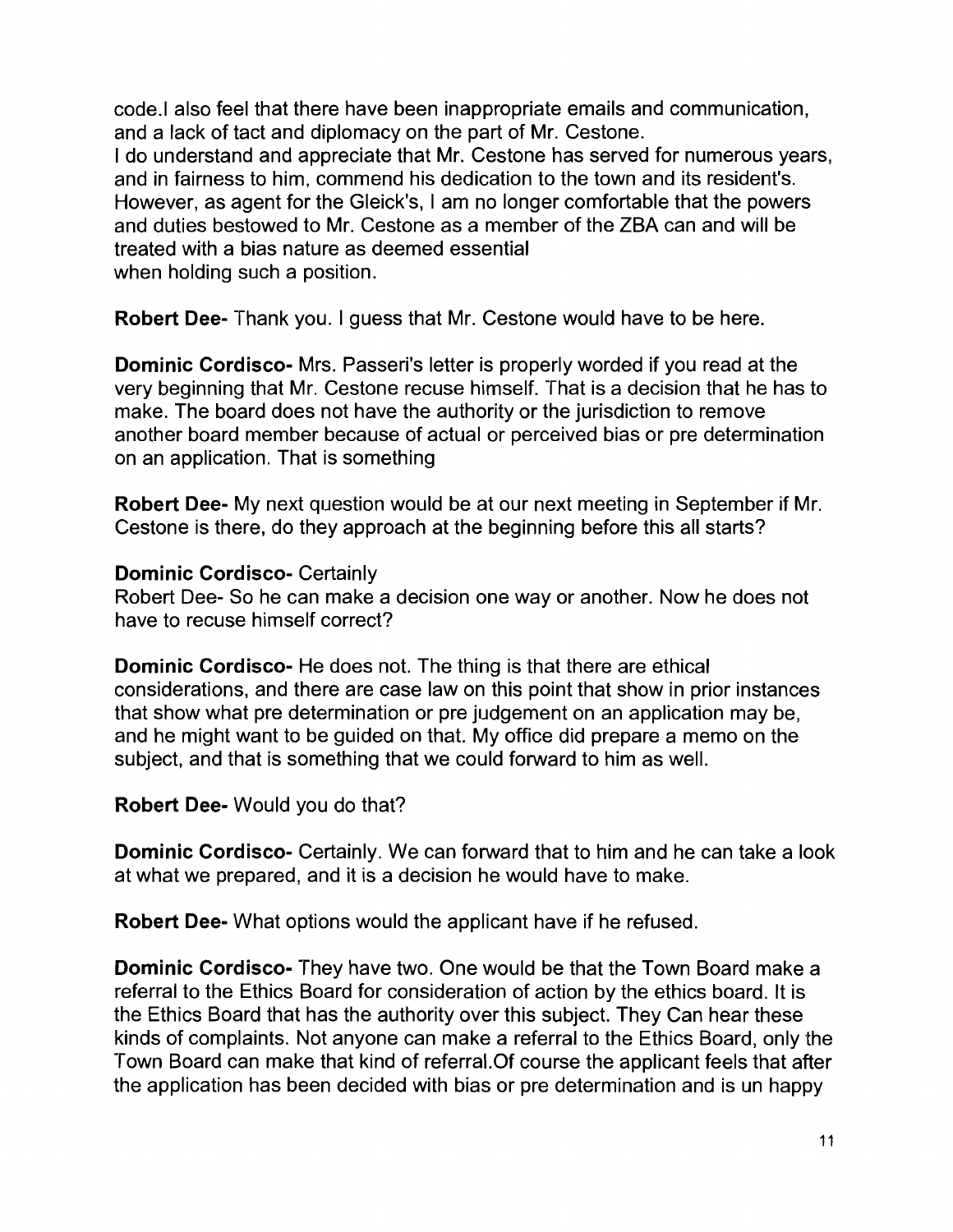code.I also feel that there have been inappropriate emails and communication, and a lack of tact and diplomacy on the part of Mr. Cestone.
I do understand and appreciate that Mr. Cestone has served for numerous years, and in fairness to him, commend his dedication to the town and its resident's. However, as agent for the Gleick's, I am no longer comfortable that the powers and duties bestowed to Mr. Cestone as a member of the ZBA can and will be treated with a bias nature as deemed essential
when holding such a position.

**Robert Dee-** Thank you. I guess that Mr. Cestone would have to be here.

**Dominic Cordisco-** Mrs. Passeri's letter is properly worded if you read at the very beginning that Mr. Cestone recuse himself. That is a decision that he has to make. The board does not have the authority or the jurisdiction to remove another board member because of actual or perceived bias or pre determination on an application. That is something

**Robert Dee-** My next question would be at our next meeting in September if Mr. Cestone is there, do they approach at the beginning before this all starts?

**Dominic Cordisco-** Certainly
Robert Dee- So he can make a decision one way or another. Now he does not have to recuse himself correct?

**Dominic Cordisco-** He does not. The thing is that there are ethical considerations, and there are case law on this point that show in prior instances that show what pre determination or pre judgement on an application may be, and he might want to be guided on that. My office did prepare a memo on the subject, and that is something that we could forward to him as well.

**Robert Dee-** Would you do that?

**Dominic Cordisco-** Certainly. We can forward that to him and he can take a look at what we prepared, and it is a decision he would have to make.

**Robert Dee-** What options would the applicant have if he refused.

**Dominic Cordisco-** They have two. One would be that the Town Board make a referral to the Ethics Board for consideration of action by the ethics board. It is the Ethics Board that has the authority over this subject. They Can hear these kinds of complaints. Not anyone can make a referral to the Ethics Board, only the Town Board can make that kind of referral.Of course the applicant feels that after the application has been decided with bias or pre determination and is un happy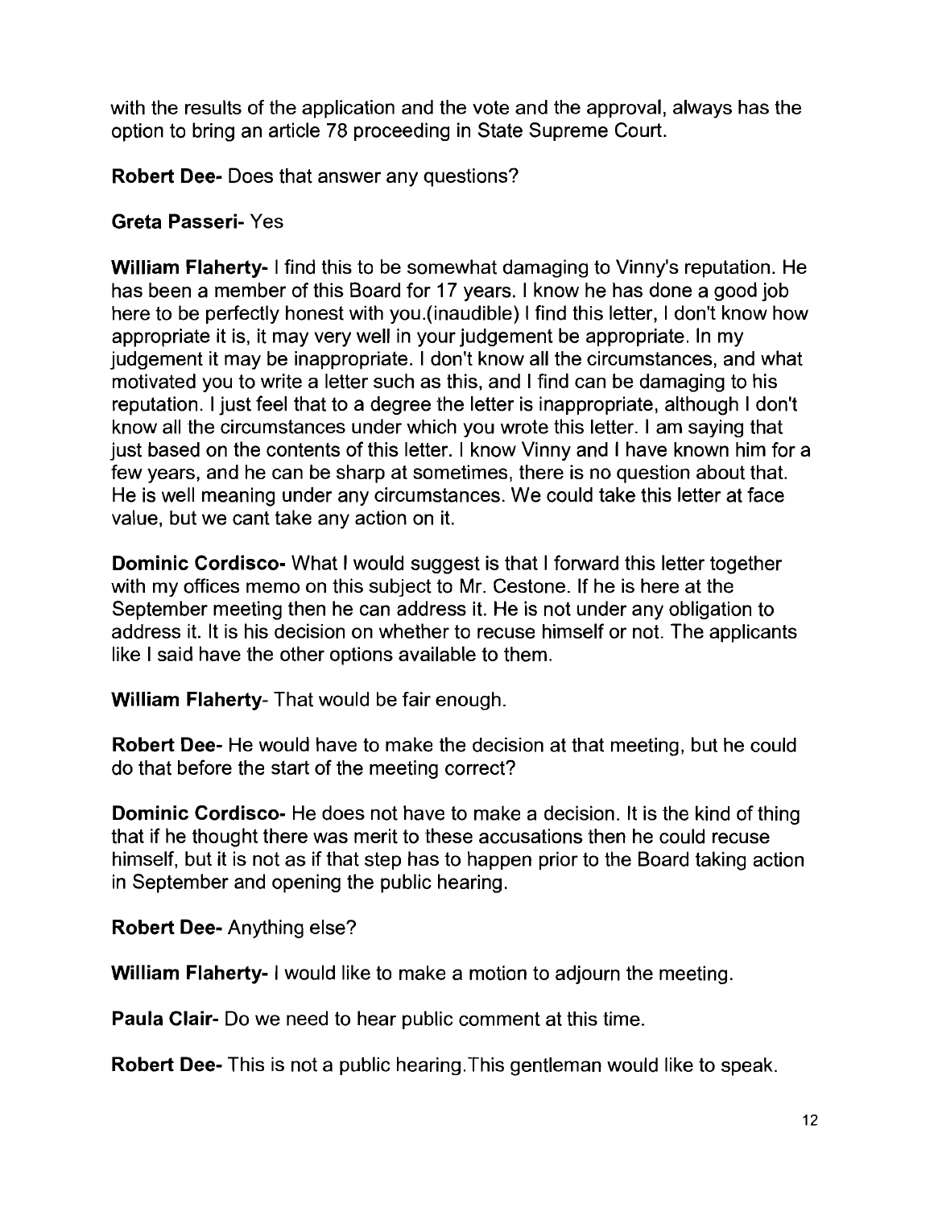with the results of the application and the vote and the approval, always has the option to bring an article 78 proceeding in State Supreme Court.

**Robert Dee-** Does that answer any questions?

**Greta Passeri-** Yes

**William Flaherty-** I find this to be somewhat damaging to Vinny's reputation. He has been a member of this Board for 17 years. I know he has done a good job here to be perfectly honest with you.(inaudible) I find this letter, I don't know how appropriate it is, it may very well in your judgement be appropriate. In my judgement it may be inappropriate. I don't know all the circumstances, and what motivated you to write a letter such as this, and I find can be damaging to his reputation. I just feel that to a degree the letter is inappropriate, although I don't know all the circumstances under which you wrote this letter. I am saying that just based on the contents of this letter. I know Vinny and I have known him for a few years, and he can be sharp at sometimes, there is no question about that. He is well meaning under any circumstances. We could take this letter at face value, but we cant take any action on it.

**Dominic Cordisco-** What I would suggest is that I forward this letter together with my offices memo on this subject to Mr. Cestone. If he is here at the September meeting then he can address it. He is not under any obligation to address it. It is his decision on whether to recuse himself or not. The applicants like I said have the other options available to them.

**William Flaherty**- That would be fair enough.

**Robert Dee-** He would have to make the decision at that meeting, but he could do that before the start of the meeting correct?

**Dominic Cordisco-** He does not have to make a decision. It is the kind of thing that if he thought there was merit to these accusations then he could recuse himself, but it is not as if that step has to happen prior to the Board taking action in September and opening the public hearing.

**Robert Dee-** Anything else?

**William Flaherty-** I would like to make a motion to adjourn the meeting.

**Paula Clair-** Do we need to hear public comment at this time.

**Robert Dee-** This is not a public hearing.This gentleman would like to speak.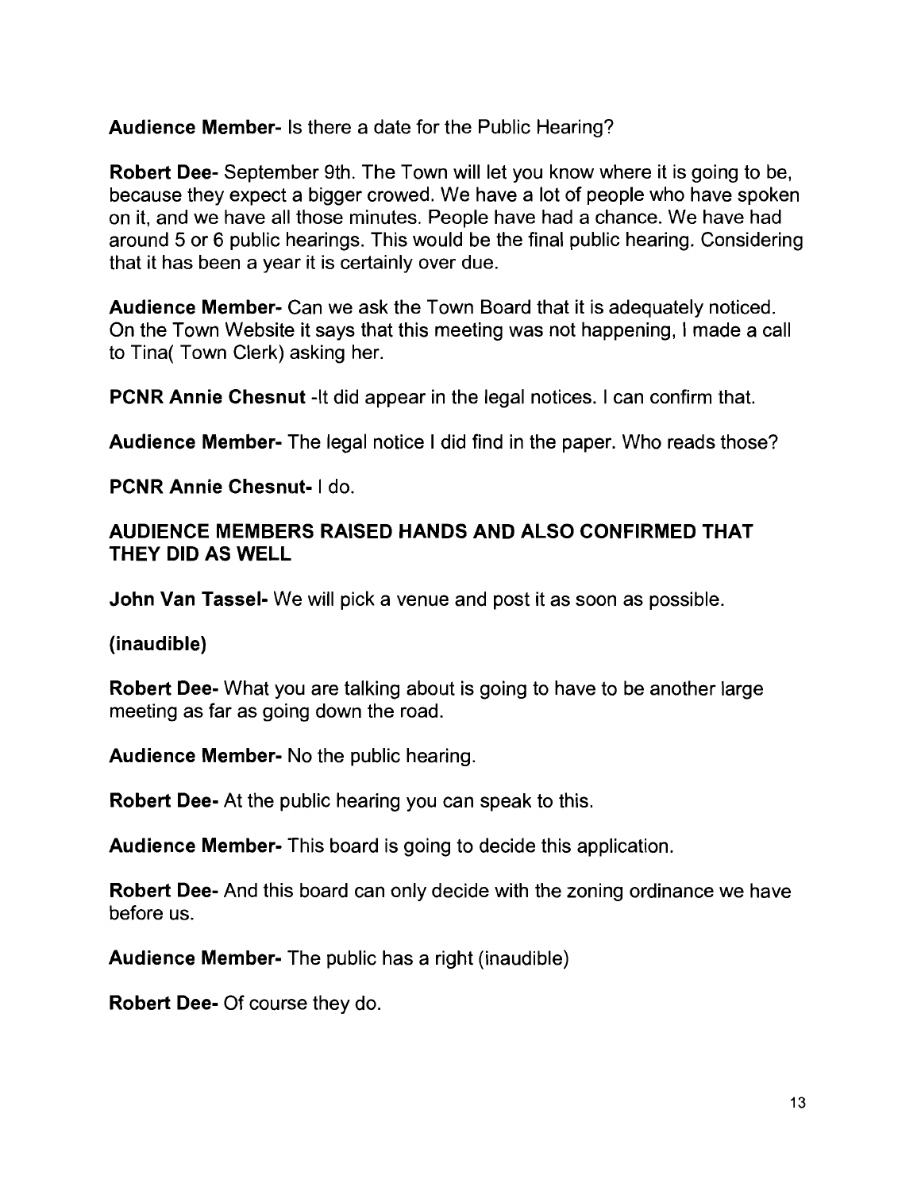**Audience Member-** Is there a date for the Public Hearing?

**Robert Dee-** September 9th. The Town will let you know where it is going to be, because they expect a bigger crowed. We have a lot of people who have spoken on it, and we have all those minutes. People have had a chance. We have had around 5 or 6 public hearings. This would be the final public hearing. Considering that it has been a year it is certainly over due.

**Audience Member-** Can we ask the Town Board that it is adequately noticed. On the Town Website it says that this meeting was not happening, I made a call to Tina( Town Clerk) asking her.

**PCNR Annie Chesnut** -It did appear in the legal notices. I can confirm that.

**Audience Member-** The legal notice I did find in the paper. Who reads those?

**PCNR Annie Chesnut-** I do.

**AUDIENCE MEMBERS RAISED HANDS AND ALSO CONFIRMED THAT THEY DID AS WELL**

**John Van Tassel-** We will pick a venue and post it as soon as possible.

**(inaudible)**

**Robert Dee-** What you are talking about is going to have to be another large meeting as far as going down the road.

**Audience Member-** No the public hearing.

**Robert Dee-** At the public hearing you can speak to this.

**Audience Member-** This board is going to decide this application.

**Robert Dee-** And this board can only decide with the zoning ordinance we have before us.

**Audience Member-** The public has a right (inaudible)

**Robert Dee-** Of course they do.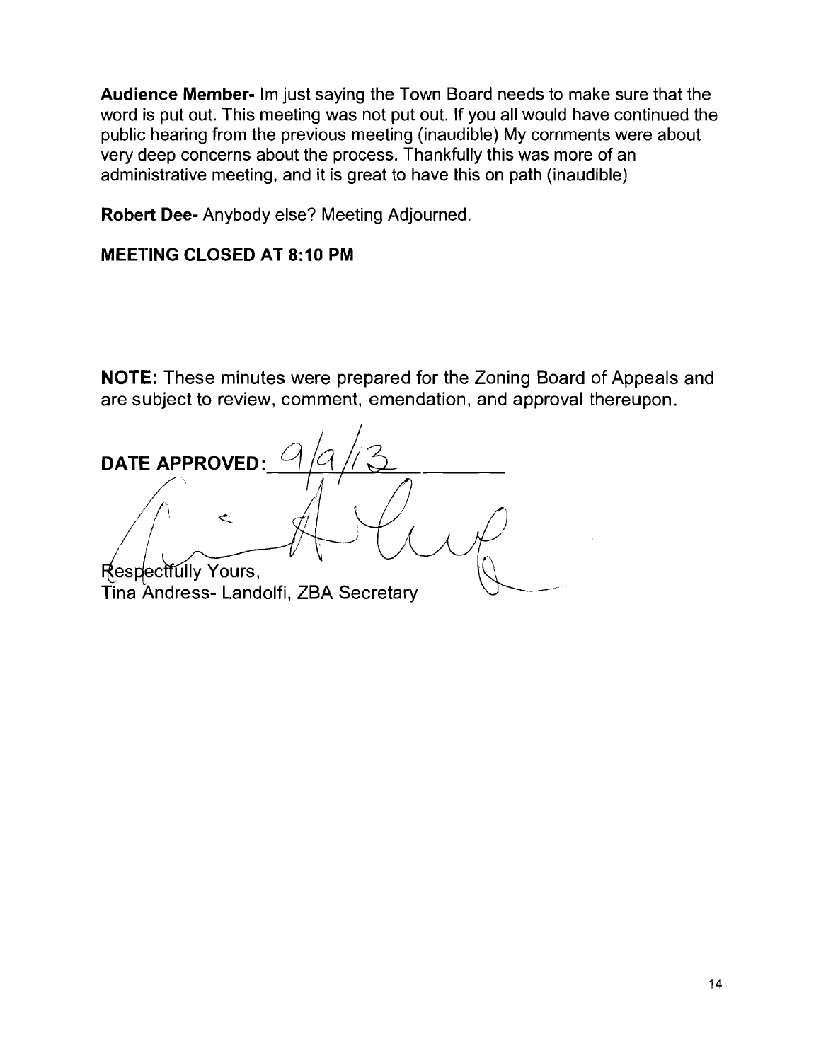**Audience Member-** Im just saying the Town Board needs to make sure that the word is put out. This meeting was not put out. If you all would have continued the public hearing from the previous meeting (inaudible) My comments were about very deep concerns about the process. Thankfully this was more of an administrative meeting, and it is great to have this on path (inaudible)

**Robert Dee-** Anybody else? Meeting Adjourned.

**MEETING CLOSED AT 8:10 PM**

**NOTE:** These minutes were prepared for the Zoning Board of Appeals and are subject to review, comment, emendation, and approval thereupon.

**DATE APPROVED:** 9/9/13

Respectfully Yours,
Tina Andress- Landolfi, ZBA Secretary